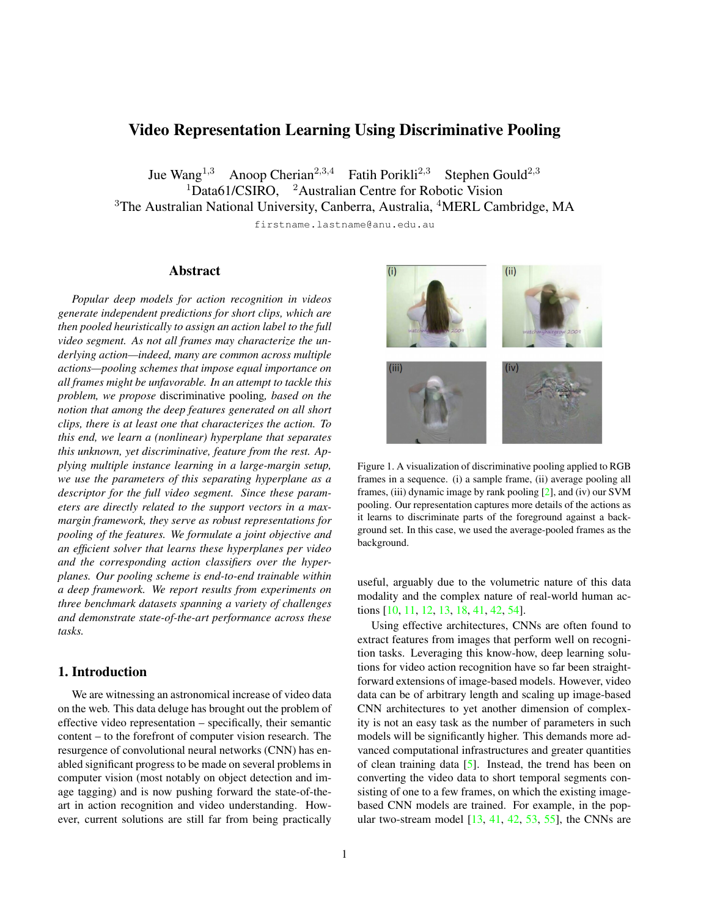# Video Representation Learning Using Discriminative Pooling

Jue Wang[1,3] Anoop Cherian[2,3,4] Fatih Porikli[2,3] Stephen Gould[2,3]
[1]Data61/CSIRO, [2]Australian Centre for Robotic Vision
[3]The Australian National University, Canberra, Australia, [4]MERL Cambridge, MA

firstname.lastname@anu.edu.au

## Abstract

*Popular deep models for action recognition in videos generate independent predictions for short clips, which are then pooled heuristically to assign an action label to the full video segment. As not all frames may characterize the underlying action—indeed, many are common across multiple actions—pooling schemes that impose equal importance on all frames might be unfavorable. In an attempt to tackle this problem, we propose* discriminative pooling, *based on the notion that among the deep features generated on all short clips, there is at least one that characterizes the action. To this end, we learn a (nonlinear) hyperplane that separates this unknown, yet discriminative, feature from the rest. Applying multiple instance learning in a large-margin setup, we use the parameters of this separating hyperplane as a descriptor for the full video segment. Since these parameters are directly related to the support vectors in a max-margin framework, they serve as robust representations for pooling of the features. We formulate a joint objective and an efficient solver that learns these hyperplanes per video and the corresponding action classifiers over the hyperplanes. Our pooling scheme is end-to-end trainable within a deep framework. We report results from experiments on three benchmark datasets spanning a variety of challenges and demonstrate state-of-the-art performance across these tasks.*

Figure 1. A visualization of discriminative pooling applied to RGB frames in a sequence. (i) a sample frame, (ii) average pooling all frames, (iii) dynamic image by rank pooling [2], and (iv) our SVM pooling. Our representation captures more details of the actions as it learns to discriminate parts of the foreground against a background set. In this case, we used the average-pooled frames as the background.

## 1. Introduction

We are witnessing an astronomical increase of video data on the web. This data deluge has brought out the problem of effective video representation – specifically, their semantic content – to the forefront of computer vision research. The resurgence of convolutional neural networks (CNN) has enabled significant progress to be made on several problems in computer vision (most notably on object detection and image tagging) and is now pushing forward the state-of-the-art in action recognition and video understanding. However, current solutions are still far from being practically useful, arguably due to the volumetric nature of this data modality and the complex nature of real-world human actions [10, 11, 12, 13, 18, 41, 42, 54].

Using effective architectures, CNNs are often found to extract features from images that perform well on recognition tasks. Leveraging this know-how, deep learning solutions for video action recognition have so far been straightforward extensions of image-based models. However, video data can be of arbitrary length and scaling up image-based CNN architectures to yet another dimension of complexity is not an easy task as the number of parameters in such models will be significantly higher. This demands more advanced computational infrastructures and greater quantities of clean training data [5]. Instead, the trend has been on converting the video data to short temporal segments consisting of one to a few frames, on which the existing image-based CNN models are trained. For example, in the popular two-stream model [13, 41, 42, 53, 55], the CNNs are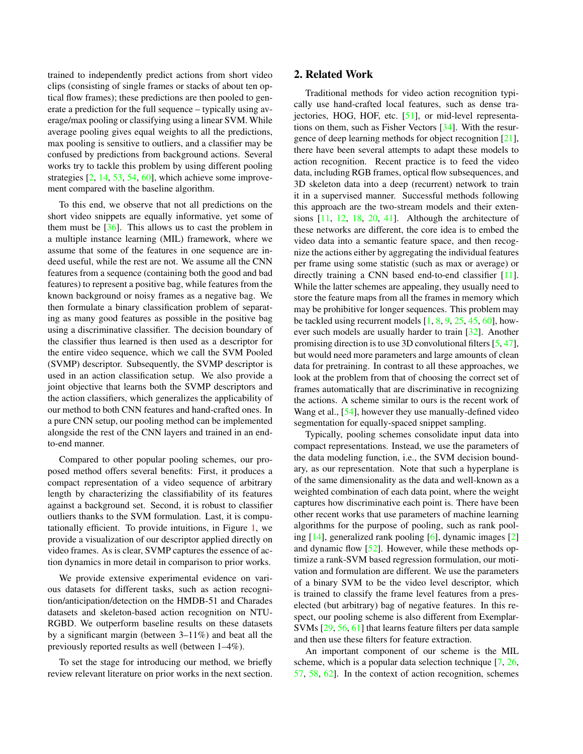trained to independently predict actions from short video clips (consisting of single frames or stacks of about ten optical flow frames); these predictions are then pooled to generate a prediction for the full sequence – typically using average/max pooling or classifying using a linear SVM. While average pooling gives equal weights to all the predictions, max pooling is sensitive to outliers, and a classifier may be confused by predictions from background actions. Several works try to tackle this problem by using different pooling strategies [2, 14, 53, 54, 60], which achieve some improvement compared with the baseline algorithm.

To this end, we observe that not all predictions on the short video snippets are equally informative, yet some of them must be [36]. This allows us to cast the problem in a multiple instance learning (MIL) framework, where we assume that some of the features in one sequence are indeed useful, while the rest are not. We assume all the CNN features from a sequence (containing both the good and bad features) to represent a positive bag, while features from the known background or noisy frames as a negative bag. We then formulate a binary classification problem of separating as many good features as possible in the positive bag using a discriminative classifier. The decision boundary of the classifier thus learned is then used as a descriptor for the entire video sequence, which we call the SVM Pooled (SVMP) descriptor. Subsequently, the SVMP descriptor is used in an action classification setup. We also provide a joint objective that learns both the SVMP descriptors and the action classifiers, which generalizes the applicability of our method to both CNN features and hand-crafted ones. In a pure CNN setup, our pooling method can be implemented alongside the rest of the CNN layers and trained in an end-to-end manner.

Compared to other popular pooling schemes, our proposed method offers several benefits: First, it produces a compact representation of a video sequence of arbitrary length by characterizing the classifiability of its features against a background set. Second, it is robust to classifier outliers thanks to the SVM formulation. Last, it is computationally efficient. To provide intuitions, in Figure 1, we provide a visualization of our descriptor applied directly on video frames. As is clear, SVMP captures the essence of action dynamics in more detail in comparison to prior works.

We provide extensive experimental evidence on various datasets for different tasks, such as action recognition/anticipation/detection on the HMDB-51 and Charades datasets and skeleton-based action recognition on NTU-RGBD. We outperform baseline results on these datasets by a significant margin (between 3–11%) and beat all the previously reported results as well (between 1–4%).

To set the stage for introducing our method, we briefly review relevant literature on prior works in the next section.

## 2. Related Work

Traditional methods for video action recognition typically use hand-crafted local features, such as dense trajectories, HOG, HOF, etc. [51], or mid-level representations on them, such as Fisher Vectors [34]. With the resurgence of deep learning methods for object recognition [21], there have been several attempts to adapt these models to action recognition. Recent practice is to feed the video data, including RGB frames, optical flow subsequences, and 3D skeleton data into a deep (recurrent) network to train it in a supervised manner. Successful methods following this approach are the two-stream models and their extensions [11, 12, 18, 20, 41]. Although the architecture of these networks are different, the core idea is to embed the video data into a semantic feature space, and then recognize the actions either by aggregating the individual features per frame using some statistic (such as max or average) or directly training a CNN based end-to-end classifier [11]. While the latter schemes are appealing, they usually need to store the feature maps from all the frames in memory which may be prohibitive for longer sequences. This problem may be tackled using recurrent models [1, 8, 9, 25, 45, 60], however such models are usually harder to train [32]. Another promising direction is to use 3D convolutional filters [5, 47], but would need more parameters and large amounts of clean data for pretraining. In contrast to all these approaches, we look at the problem from that of choosing the correct set of frames automatically that are discriminative in recognizing the actions. A scheme similar to ours is the recent work of Wang et al., [54], however they use manually-defined video segmentation for equally-spaced snippet sampling.

Typically, pooling schemes consolidate input data into compact representations. Instead, we use the parameters of the data modeling function, i.e., the SVM decision boundary, as our representation. Note that such a hyperplane is of the same dimensionality as the data and well-known as a weighted combination of each data point, where the weight captures how discriminative each point is. There have been other recent works that use parameters of machine learning algorithms for the purpose of pooling, such as rank pooling [14], generalized rank pooling [6], dynamic images [2] and dynamic flow [52]. However, while these methods optimize a rank-SVM based regression formulation, our motivation and formulation are different. We use the parameters of a binary SVM to be the video level descriptor, which is trained to classify the frame level features from a preselected (but arbitrary) bag of negative features. In this respect, our pooling scheme is also different from Exemplar-SVMs [29, 56, 61] that learns feature filters per data sample and then use these filters for feature extraction.

An important component of our scheme is the MIL scheme, which is a popular data selection technique [7, 26, 57, 58, 62]. In the context of action recognition, schemes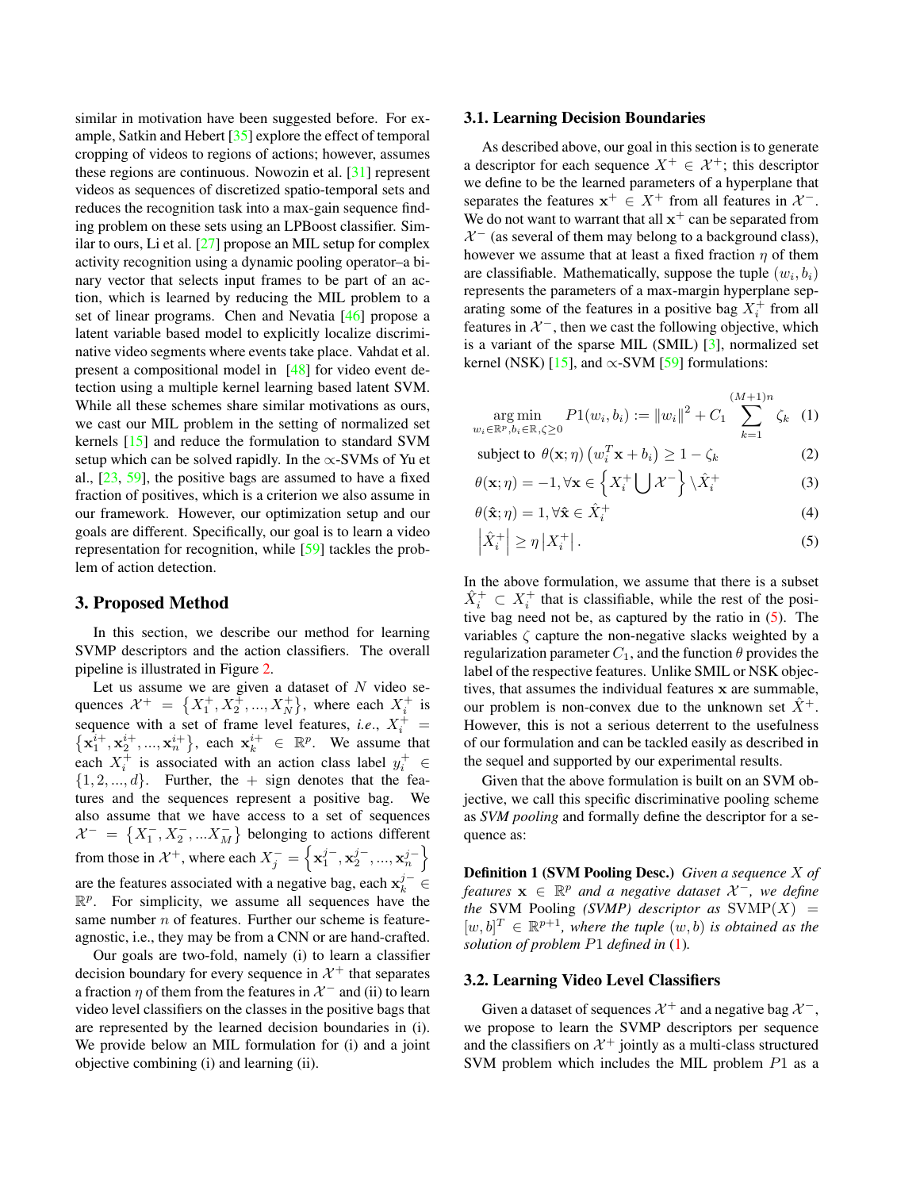similar in motivation have been suggested before. For example, Satkin and Hebert [35] explore the effect of temporal cropping of videos to regions of actions; however, assumes these regions are continuous. Nowozin et al. [31] represent videos as sequences of discretized spatio-temporal sets and reduces the recognition task into a max-gain sequence finding problem on these sets using an LPBoost classifier. Similar to ours, Li et al. [27] propose an MIL setup for complex activity recognition using a dynamic pooling operator–a binary vector that selects input frames to be part of an action, which is learned by reducing the MIL problem to a set of linear programs. Chen and Nevatia [46] propose a latent variable based model to explicitly localize discriminative video segments where events take place. Vahdat et al. present a compositional model in [48] for video event detection using a multiple kernel learning based latent SVM. While all these schemes share similar motivations as ours, we cast our MIL problem in the setting of normalized set kernels [15] and reduce the formulation to standard SVM setup which can be solved rapidly. In the $\propto$-SVMs of Yu et al., [23, 59], the positive bags are assumed to have a fixed fraction of positives, which is a criterion we also assume in our framework. However, our optimization setup and our goals are different. Specifically, our goal is to learn a video representation for recognition, while [59] tackles the problem of action detection.

# 3. Proposed Method

In this section, we describe our method for learning SVMP descriptors and the action classifiers. The overall pipeline is illustrated in Figure 2.

Let us assume we are given a dataset of $N$ video sequences $\mathcal{X}^+ = \left\{X_1^+, X_2^+, ..., X_N^+\right\}$, where each $X_i^+$ is sequence with a set of frame level features, *i.e.*, $X_i^+ = \left\{\mathbf{x}_1^{i+}, \mathbf{x}_2^{i+}, ..., \mathbf{x}_n^{i+}\right\}$, each $\mathbf{x}_k^{i+} \in \mathbb{R}^p$. We assume that each $X_i^+$ is associated with an action class label $y_i^+ \in \{1, 2, ..., d\}$. Further, the $+$ sign denotes that the features and the sequences represent a positive bag. We also assume that we have access to a set of sequences $\mathcal{X}^- = \left\{X_1^-, X_2^-, ...X_M^-\right\}$ belonging to actions different from those in $\mathcal{X}^+$, where each $X_j^- = \left\{\mathbf{x}_1^{j-}, \mathbf{x}_2^{j-}, ..., \mathbf{x}_n^{j-}\right\}$ are the features associated with a negative bag, each $\mathbf{x}_k^{j-} \in \mathbb{R}^p$. For simplicity, we assume all sequences have the same number $n$ of features. Further our scheme is feature-agnostic, i.e., they may be from a CNN or are hand-crafted.

Our goals are two-fold, namely (i) to learn a classifier decision boundary for every sequence in $\mathcal{X}^+$ that separates a fraction $\eta$ of them from the features in $\mathcal{X}^-$ and (ii) to learn video level classifiers on the classes in the positive bags that are represented by the learned decision boundaries in (i). We provide below an MIL formulation for (i) and a joint objective combining (i) and learning (ii).

## 3.1. Learning Decision Boundaries

As described above, our goal in this section is to generate a descriptor for each sequence $X^+ \in \mathcal{X}^+$; this descriptor we define to be the learned parameters of a hyperplane that separates the features $\mathbf{x}^+ \in X^+$ from all features in $\mathcal{X}^-$. We do not want to warrant that all $\mathbf{x}^+$ can be separated from $\mathcal{X}^-$ (as several of them may belong to a background class), however we assume that at least a fixed fraction $\eta$ of them are classifiable. Mathematically, suppose the tuple $(w_i, b_i)$ represents the parameters of a max-margin hyperplane separating some of the features in a positive bag $X_i^+$ from all features in $\mathcal{X}^-$, then we cast the following objective, which is a variant of the sparse MIL (SMIL) [3], normalized set kernel (NSK) [15], and $\propto$-SVM [59] formulations:

$$\underset{w_i \in \mathbb{R}^p, b_i \in \mathbb{R}, \zeta \geq 0}{\arg\min} \; P1(w_i, b_i) := \left\|w_i\right\|^2 + C_1 \sum_{k=1}^{(M+1)n} \zeta_k \quad (1)$$

$$\text{subject to } \; \theta(\mathbf{x}; \eta)\left(w_i^T \mathbf{x} + b_i\right) \geq 1 - \zeta_k \quad (2)$$

$$\theta(\mathbf{x}; \eta) = -1, \forall \mathbf{x} \in \left\{X_i^+ \bigcup \mathcal{X}^-\right\} \setminus \hat{X}_i^+ \quad (3)$$

$$\theta(\hat{\mathbf{x}}; \eta) = 1, \forall \hat{\mathbf{x}} \in \hat{X}_i^+ \quad (4)$$

$$\left|\hat{X}_i^+\right| \geq \eta \left|X_i^+\right|. \quad (5)$$

In the above formulation, we assume that there is a subset $\hat{X}_i^+ \subset X_i^+$ that is classifiable, while the rest of the positive bag need not be, as captured by the ratio in (5). The variables $\zeta$ capture the non-negative slacks weighted by a regularization parameter $C_1$, and the function $\theta$ provides the label of the respective features. Unlike SMIL or NSK objectives, that assumes the individual features $\mathbf{x}$ are summable, our problem is non-convex due to the unknown set $\hat{X}^+$. However, this is not a serious deterrent to the usefulness of our formulation and can be tackled easily as described in the sequel and supported by our experimental results.

Given that the above formulation is built on an SVM objective, we call this specific discriminative pooling scheme as *SVM pooling* and formally define the descriptor for a sequence as:

**Definition 1 (SVM Pooling Desc.)** *Given a sequence $X$ of features $\mathbf{x} \in \mathbb{R}^p$ and a negative dataset $\mathcal{X}^-$, we define the* SVM Pooling *(SVMP) descriptor as* $\text{SVMP}(X) = [w, b]^T \in \mathbb{R}^{p+1}$*, where the tuple $(w, b)$ is obtained as the solution of problem $P1$ defined in (1).*

## 3.2. Learning Video Level Classifiers

Given a dataset of sequences $\mathcal{X}^+$ and a negative bag $\mathcal{X}^-$, we propose to learn the SVMP descriptors per sequence and the classifiers on $\mathcal{X}^+$ jointly as a multi-class structured SVM problem which includes the MIL problem $P1$ as a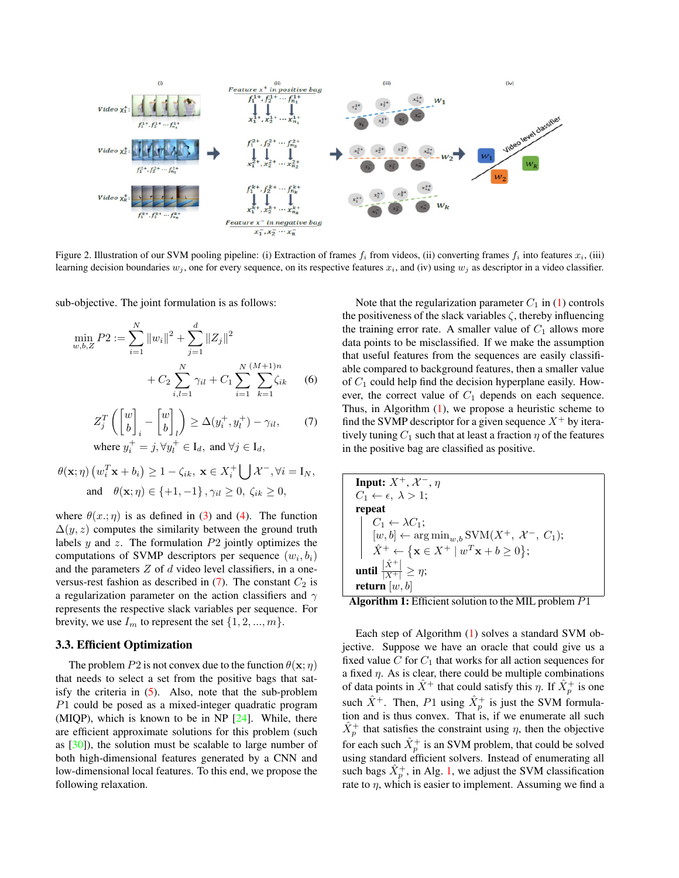Figure 2. Illustration of our SVM pooling pipeline: (i) Extraction of frames $f_i$ from videos, (ii) converting frames $f_i$ into features $x_i$, (iii) learning decision boundaries $w_j$, one for every sequence, on its respective features $x_i$, and (iv) using $w_j$ as descriptor in a video classifier.

sub-objective. The joint formulation is as follows:

$$\min_{w,b,Z} P2 := \sum_{i=1}^{N} \|w_i\|^2 + \sum_{j=1}^{d} \|Z_j\|^2 + C_2 \sum_{i,l=1}^{N} \gamma_{il} + C_1 \sum_{i=1}^{N} \sum_{k=1}^{(M+1)n} \zeta_{ik} \tag{6}$$

$$Z_j^T \left( \begin{bmatrix} w \\ b \end{bmatrix}_i - \begin{bmatrix} w \\ b \end{bmatrix}_l \right) \geq \Delta(y_i^+, y_l^+) - \gamma_{il}, \tag{7}$$

where $y_i^+ = j, \forall y_l^+ \in \mathrm{I}_d$, and $\forall j \in \mathrm{I}_d$,

$$\theta(\mathbf{x};\eta) \left( w_i^T \mathbf{x} + b_i \right) \geq 1 - \zeta_{ik},\ \mathbf{x} \in X_i^+ \bigcup \mathcal{X}^-, \forall i = \mathrm{I}_N,$$

$$\text{and} \quad \theta(\mathbf{x};\eta) \in \{+1, -1\}, \gamma_{il} \geq 0,\ \zeta_{ik} \geq 0,$$

where $\theta(x.;\eta)$ is as defined in (3) and (4). The function $\Delta(y,z)$ computes the similarity between the ground truth labels $y$ and $z$. The formulation $P2$ jointly optimizes the computations of SVMP descriptors per sequence $(w_i, b_i)$ and the parameters $Z$ of $d$ video level classifiers, in a one-versus-rest fashion as described in (7). The constant $C_2$ is a regularization parameter on the action classifiers and $\gamma$ represents the respective slack variables per sequence. For brevity, we use $I_m$ to represent the set $\{1, 2, ..., m\}$.

### 3.3. Efficient Optimization

The problem $P2$ is not convex due to the function $\theta(\mathbf{x};\eta)$ that needs to select a set from the positive bags that satisfy the criteria in (5). Also, note that the sub-problem $P1$ could be posed as a mixed-integer quadratic program (MIQP), which is known to be in NP [24]. While, there are efficient approximate solutions for this problem (such as [30]), the solution must be scalable to large number of both high-dimensional features generated by a CNN and low-dimensional local features. To this end, we propose the following relaxation.

Note that the regularization parameter $C_1$ in (1) controls the positiveness of the slack variables $\zeta$, thereby influencing the training error rate. A smaller value of $C_1$ allows more data points to be misclassified. If we make the assumption that useful features from the sequences are easily classifiable compared to background features, then a smaller value of $C_1$ could help find the decision hyperplane easily. However, the correct value of $C_1$ depends on each sequence. Thus, in Algorithm (1), we propose a heuristic scheme to find the SVMP descriptor for a given sequence $X^+$ by iteratively tuning $C_1$ such that at least a fraction $\eta$ of the features in the positive bag are classified as positive.

```
Input: X+, 𝒳−, η
C1 ← ε, λ > 1;
repeat
    C1 ← λC1;
    [w, b] ← arg min_{w,b} SVM(X+, 𝒳−, C1);
    X̂+ ← {x ∈ X+ | w^T x + b ≥ 0};
until |X̂+| / |X+| ≥ η;
return [w, b]
```

**Algorithm 1:** Efficient solution to the MIL problem $P1$

Each step of Algorithm (1) solves a standard SVM objective. Suppose we have an oracle that could give us a fixed value $C$ for $C_1$ that works for all action sequences for a fixed $\eta$. As is clear, there could be multiple combinations of data points in $\hat{X}^+$ that could satisfy this $\eta$. If $\hat{X}_p^+$ is one such $\hat{X}^+$. Then, $P1$ using $\hat{X}_p^+$ is just the SVM formulation and is thus convex. That is, if we enumerate all such $\hat{X}_p^+$ that satisfies the constraint using $\eta$, then the objective for each such $\hat{X}_p^+$ is an SVM problem, that could be solved using standard efficient solvers. Instead of enumerating all such bags $\hat{X}_p^+$, in Alg. 1, we adjust the SVM classification rate to $\eta$, which is easier to implement. Assuming we find a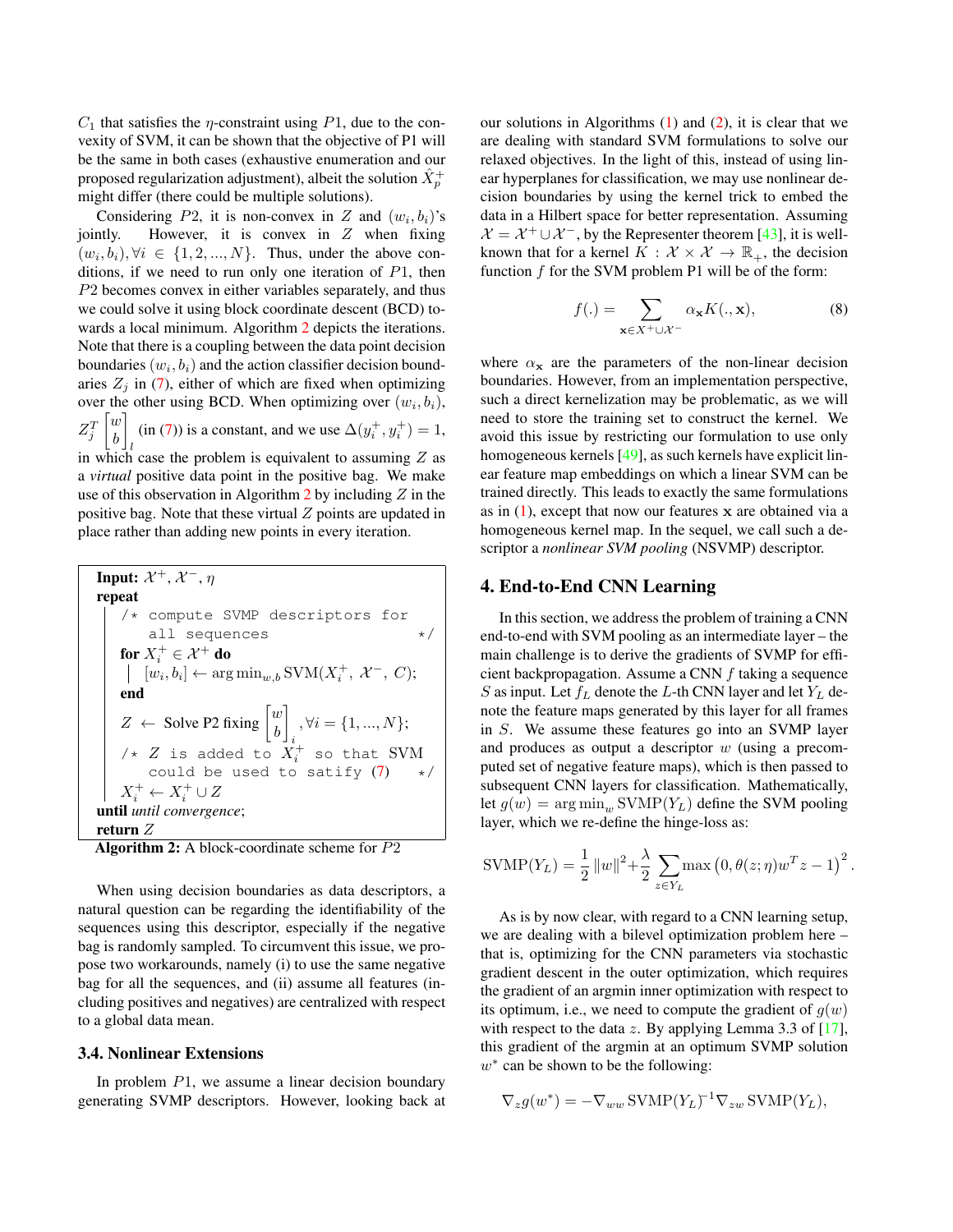$C_1$ that satisfies the $\eta$-constraint using $P1$, due to the convexity of SVM, it can be shown that the objective of P1 will be the same in both cases (exhaustive enumeration and our proposed regularization adjustment), albeit the solution $\hat{X}_p^+$ might differ (there could be multiple solutions).

Considering $P2$, it is non-convex in $Z$ and $(w_i, b_i)$'s jointly. However, it is convex in $Z$ when fixing $(w_i, b_i), \forall i \in \{1, 2, ..., N\}$. Thus, under the above conditions, if we need to run only one iteration of $P1$, then $P2$ becomes convex in either variables separately, and thus we could solve it using block coordinate descent (BCD) towards a local minimum. Algorithm 2 depicts the iterations. Note that there is a coupling between the data point decision boundaries $(w_i, b_i)$ and the action classifier decision boundaries $Z_j$ in (7), either of which are fixed when optimizing over the other using BCD. When optimizing over $(w_i, b_i)$, $Z_j^T \begin{bmatrix} w \\ b \end{bmatrix}_l$ (in (7)) is a constant, and we use $\Delta(y_i^+, y_i^+) = 1$, in which case the problem is equivalent to assuming $Z$ as a *virtual* positive data point in the positive bag. We make use of this observation in Algorithm 2 by including $Z$ in the positive bag. Note that these virtual $Z$ points are updated in place rather than adding new points in every iteration.

```
Input: X+, X−, η
repeat
    /* compute SVMP descriptors for
       all sequences                          */
    for X_i^+ ∈ X+ do
        [w_i, b_i] ← arg min_{w,b} SVM(X_i^+, X−, C);
    end
    Z ← Solve P2 fixing [w; b]_i, ∀i = {1, ..., N};
    /* Z is added to X_i^+ so that SVM
       could be used to satify (7)           */
    X_i^+ ← X_i^+ ∪ Z
until convergence;
return Z
```

**Algorithm 2:** A block-coordinate scheme for $P2$

When using decision boundaries as data descriptors, a natural question can be regarding the identifiability of the sequences using this descriptor, especially if the negative bag is randomly sampled. To circumvent this issue, we propose two workarounds, namely (i) to use the same negative bag for all the sequences, and (ii) assume all features (including positives and negatives) are centralized with respect to a global data mean.

### 3.4. Nonlinear Extensions

In problem $P1$, we assume a linear decision boundary generating SVMP descriptors. However, looking back at our solutions in Algorithms (1) and (2), it is clear that we are dealing with standard SVM formulations to solve our relaxed objectives. In the light of this, instead of using linear hyperplanes for classification, we may use nonlinear decision boundaries by using the kernel trick to embed the data in a Hilbert space for better representation. Assuming $\mathcal{X} = \mathcal{X}^+ \cup \mathcal{X}^-$, by the Representer theorem [43], it is well-known that for a kernel $K : \mathcal{X} \times \mathcal{X} \to \mathbb{R}_+$, the decision function $f$ for the SVM problem P1 will be of the form:

$$f(.) = \sum_{\mathbf{x} \in X^+ \cup \mathcal{X}^-} \alpha_{\mathbf{x}} K(., \mathbf{x}), \tag{8}$$

where $\alpha_{\mathbf{x}}$ are the parameters of the non-linear decision boundaries. However, from an implementation perspective, such a direct kernelization may be problematic, as we will need to store the training set to construct the kernel. We avoid this issue by restricting our formulation to use only homogeneous kernels [49], as such kernels have explicit linear feature map embeddings on which a linear SVM can be trained directly. This leads to exactly the same formulations as in (1), except that now our features $\mathbf{x}$ are obtained via a homogeneous kernel map. In the sequel, we call such a descriptor a *nonlinear SVM pooling* (NSVMP) descriptor.

## 4. End-to-End CNN Learning

In this section, we address the problem of training a CNN end-to-end with SVM pooling as an intermediate layer – the main challenge is to derive the gradients of SVMP for efficient backpropagation. Assume a CNN $f$ taking a sequence $S$ as input. Let $f_L$ denote the $L$-th CNN layer and let $Y_L$ denote the feature maps generated by this layer for all frames in $S$. We assume these features go into an SVMP layer and produces as output a descriptor $w$ (using a precomputed set of negative feature maps), which is then passed to subsequent CNN layers for classification. Mathematically, let $g(w) = \arg\min_w \text{SVMP}(Y_L)$ define the SVM pooling layer, which we re-define the hinge-loss as:

$$\text{SVMP}(Y_L) = \frac{1}{2}\left\|w\right\|^2 + \frac{\lambda}{2}\sum_{z \in Y_L} \max\left(0, \theta(z;\eta) w^T z - 1\right)^2.$$

As is by now clear, with regard to a CNN learning setup, we are dealing with a bilevel optimization problem here – that is, optimizing for the CNN parameters via stochastic gradient descent in the outer optimization, which requires the gradient of an argmin inner optimization with respect to its optimum, i.e., we need to compute the gradient of $g(w)$ with respect to the data $z$. By applying Lemma 3.3 of [17], this gradient of the argmin at an optimum SVMP solution $w^*$ can be shown to be the following:

$$\nabla_z g(w^*) = -\nabla_{ww} \text{SVMP}(Y_L)^{-1} \nabla_{zw} \text{SVMP}(Y_L),$$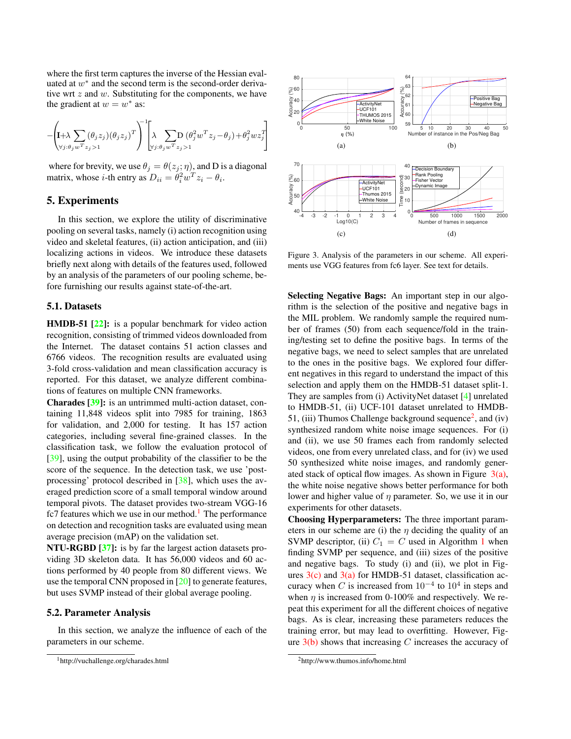where the first term captures the inverse of the Hessian evaluated at $w^*$ and the second term is the second-order derivative wrt $z$ and $w$. Substituting for the components, we have the gradient at $w = w^*$ as:

$$-\left(\mathbf{I}+\lambda \sum_{\forall j:\theta_j w^T z_j>1} (\theta_j z_j)(\theta_j z_j)^T\right)^{-1}\left[\lambda \sum_{\forall j:\theta_j w^T z_j>1} \mathrm{D}\,(\theta_j^2 w^T z_j - \theta_j) + \theta_j^2 w z_j^T\right]$$

where for brevity, we use $\theta_j = \theta(z_j; \eta)$, and D is a diagonal matrix, whose $i$-th entry as $D_{ii} = \theta_i^2 w^T z_i - \theta_i$.

## 5. Experiments

In this section, we explore the utility of discriminative pooling on several tasks, namely (i) action recognition using video and skeletal features, (ii) action anticipation, and (iii) localizing actions in videos. We introduce these datasets briefly next along with details of the features used, followed by an analysis of the parameters of our pooling scheme, before furnishing our results against state-of-the-art.

### 5.1. Datasets

**HMDB-51 [22]:** is a popular benchmark for video action recognition, consisting of trimmed videos downloaded from the Internet. The dataset contains 51 action classes and 6766 videos. The recognition results are evaluated using 3-fold cross-validation and mean classification accuracy is reported. For this dataset, we analyze different combinations of features on multiple CNN frameworks.

**Charades [39]:** is an untrimmed multi-action dataset, containing 11,848 videos split into 7985 for training, 1863 for validation, and 2,000 for testing. It has 157 action categories, including several fine-grained classes. In the classification task, we follow the evaluation protocol of [39], using the output probability of the classifier to be the score of the sequence. In the detection task, we use 'post-processing' protocol described in [38], which uses the averaged prediction score of a small temporal window around temporal pivots. The dataset provides two-stream VGG-16 fc7 features which we use in our method.[1] The performance on detection and recognition tasks are evaluated using mean average precision (mAP) on the validation set.

**NTU-RGBD [37]:** is by far the largest action datasets providing 3D skeleton data. It has 56,000 videos and 60 actions performed by 40 people from 80 different views. We use the temporal CNN proposed in [20] to generate features, but uses SVMP instead of their global average pooling.

### 5.2. Parameter Analysis

In this section, we analyze the influence of each of the parameters in our scheme.

[1] http://vuchallenge.org/charades.html

Figure 3. Analysis of the parameters in our scheme. All experiments use VGG features from fc6 layer. See text for details.

**Selecting Negative Bags:** An important step in our algorithm is the selection of the positive and negative bags in the MIL problem. We randomly sample the required number of frames (50) from each sequence/fold in the training/testing set to define the positive bags. In terms of the negative bags, we need to select samples that are unrelated to the ones in the positive bags. We explored four different negatives in this regard to understand the impact of this selection and apply them on the HMDB-51 dataset split-1. They are samples from (i) ActivityNet dataset [4] unrelated to HMDB-51, (ii) UCF-101 dataset unrelated to HMDB-51, (iii) Thumos Challenge background sequence[2], and (iv) synthesized random white noise image sequences. For (i) and (ii), we use 50 frames each from randomly selected videos, one from every unrelated class, and for (iv) we used 50 synthesized white noise images, and randomly generated stack of optical flow images. As shown in Figure 3(a), the white noise negative shows better performance for both lower and higher value of $\eta$ parameter. So, we use it in our experiments for other datasets.

**Choosing Hyperparameters:** The three important parameters in our scheme are (i) the $\eta$ deciding the quality of an SVMP descriptor, (ii) $C_1 = C$ used in Algorithm 1 when finding SVMP per sequence, and (iii) sizes of the positive and negative bags. To study (i) and (ii), we plot in Figures 3(c) and 3(a) for HMDB-51 dataset, classification accuracy when $C$ is increased from $10^{-4}$ to $10^4$ in steps and when $\eta$ is increased from 0-100% and respectively. We repeat this experiment for all the different choices of negative bags. As is clear, increasing these parameters reduces the training error, but may lead to overfitting. However, Figure 3(b) shows that increasing $C$ increases the accuracy of

[2] http://www.thumos.info/home.html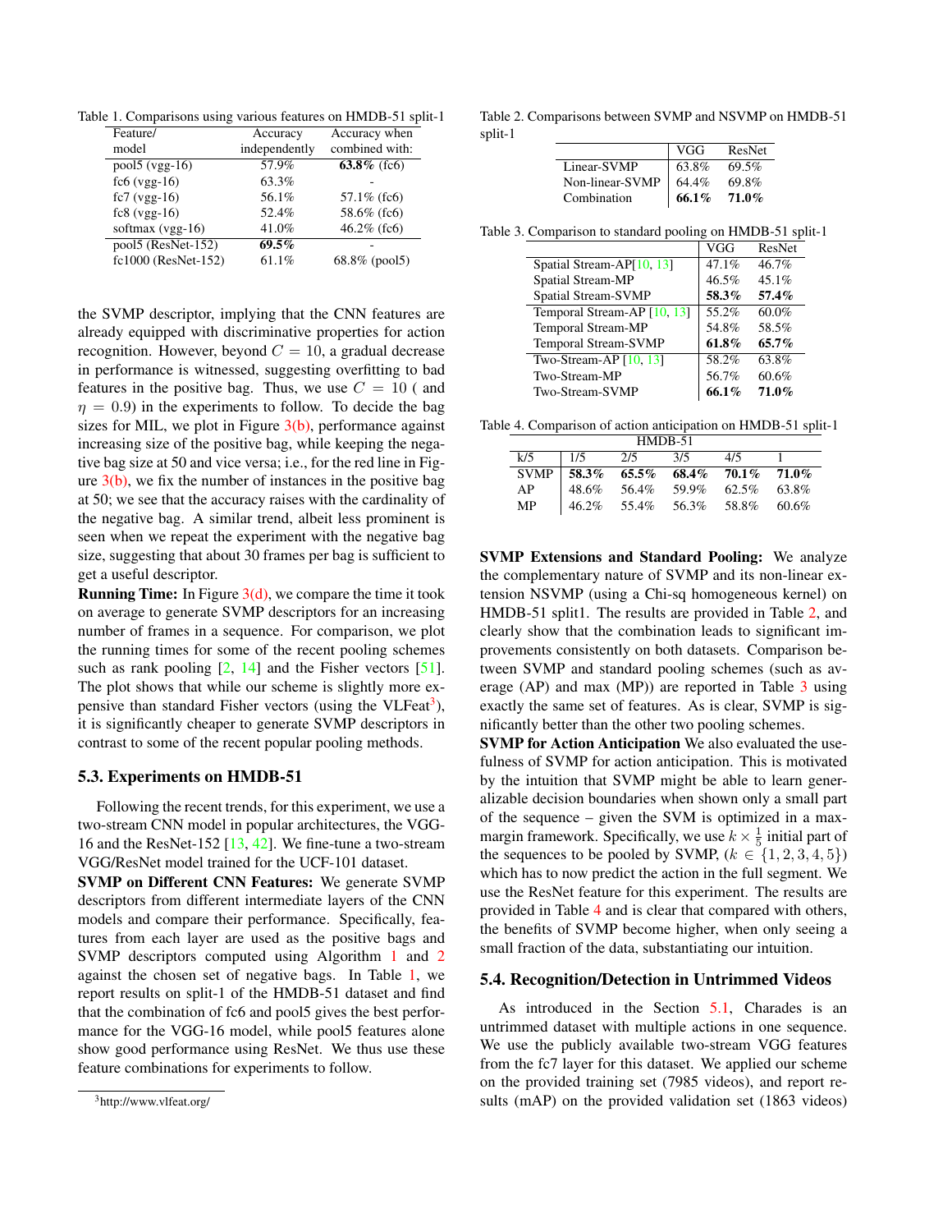Table 1. Comparisons using various features on HMDB-51 split-1

| Feature/ model | Accuracy independently | Accuracy when combined with: |
|---|---|---|
| pool5 (vgg-16) | 57.9% | **63.8%** (fc6) |
| fc6 (vgg-16) | 63.3% | - |
| fc7 (vgg-16) | 56.1% | 57.1% (fc6) |
| fc8 (vgg-16) | 52.4% | 58.6% (fc6) |
| softmax (vgg-16) | 41.0% | 46.2% (fc6) |
| pool5 (ResNet-152) | **69.5%** | - |
| fc1000 (ResNet-152) | 61.1% | 68.8% (pool5) |

the SVMP descriptor, implying that the CNN features are already equipped with discriminative properties for action recognition. However, beyond $C = 10$, a gradual decrease in performance is witnessed, suggesting overfitting to bad features in the positive bag. Thus, we use $C = 10$ ( and $\eta = 0.9$) in the experiments to follow. To decide the bag sizes for MIL, we plot in Figure 3(b), performance against increasing size of the positive bag, while keeping the negative bag size at 50 and vice versa; i.e., for the red line in Figure 3(b), we fix the number of instances in the positive bag at 50; we see that the accuracy raises with the cardinality of the negative bag. A similar trend, albeit less prominent is seen when we repeat the experiment with the negative bag size, suggesting that about 30 frames per bag is sufficient to get a useful descriptor.

**Running Time:** In Figure 3(d), we compare the time it took on average to generate SVMP descriptors for an increasing number of frames in a sequence. For comparison, we plot the running times for some of the recent pooling schemes such as rank pooling [2, 14] and the Fisher vectors [51]. The plot shows that while our scheme is slightly more expensive than standard Fisher vectors (using the VLFeat[3]), it is significantly cheaper to generate SVMP descriptors in contrast to some of the recent popular pooling methods.

### 5.3. Experiments on HMDB-51

Following the recent trends, for this experiment, we use a two-stream CNN model in popular architectures, the VGG-16 and the ResNet-152 [13, 42]. We fine-tune a two-stream VGG/ResNet model trained for the UCF-101 dataset.

**SVMP on Different CNN Features:** We generate SVMP descriptors from different intermediate layers of the CNN models and compare their performance. Specifically, features from each layer are used as the positive bags and SVMP descriptors computed using Algorithm 1 and 2 against the chosen set of negative bags. In Table 1, we report results on split-1 of the HMDB-51 dataset and find that the combination of fc6 and pool5 gives the best performance for the VGG-16 model, while pool5 features alone show good performance using ResNet. We thus use these feature combinations for experiments to follow.

[3] http://www.vlfeat.org/

Table 2. Comparisons between SVMP and NSVMP on HMDB-51 split-1

| | VGG | ResNet |
|---|---|---|
| Linear-SVMP | 63.8% | 69.5% |
| Non-linear-SVMP | 64.4% | 69.8% |
| Combination | **66.1%** | **71.0%** |

Table 3. Comparison to standard pooling on HMDB-51 split-1

| | VGG | ResNet |
|---|---|---|
| Spatial Stream-AP[10, 13] | 47.1% | 46.7% |
| Spatial Stream-MP | 46.5% | 45.1% |
| Spatial Stream-SVMP | **58.3%** | **57.4%** |
| Temporal Stream-AP [10, 13] | 55.2% | 60.0% |
| Temporal Stream-MP | 54.8% | 58.5% |
| Temporal Stream-SVMP | **61.8%** | **65.7%** |
| Two-Stream-AP [10, 13] | 58.2% | 63.8% |
| Two-Stream-MP | 56.7% | 60.6% |
| Two-Stream-SVMP | **66.1%** | **71.0%** |

Table 4. Comparison of action anticipation on HMDB-51 split-1

| | HMDB-51 | | | | |
|---|---|---|---|---|---|
| k/5 | 1/5 | 2/5 | 3/5 | 4/5 | 1 |
| SVMP | **58.3%** | **65.5%** | **68.4%** | **70.1%** | **71.0%** |
| AP | 48.6% | 56.4% | 59.9% | 62.5% | 63.8% |
| MP | 46.2% | 55.4% | 56.3% | 58.8% | 60.6% |

**SVMP Extensions and Standard Pooling:** We analyze the complementary nature of SVMP and its non-linear extension NSVMP (using a Chi-sq homogeneous kernel) on HMDB-51 split1. The results are provided in Table 2, and clearly show that the combination leads to significant improvements consistently on both datasets. Comparison between SVMP and standard pooling schemes (such as average (AP) and max (MP)) are reported in Table 3 using exactly the same set of features. As is clear, SVMP is significantly better than the other two pooling schemes.

**SVMP for Action Anticipation** We also evaluated the usefulness of SVMP for action anticipation. This is motivated by the intuition that SVMP might be able to learn generalizable decision boundaries when shown only a small part of the sequence – given the SVM is optimized in a max-margin framework. Specifically, we use $k \times \frac{1}{5}$ initial part of the sequences to be pooled by SVMP, ($k \in \{1, 2, 3, 4, 5\}$) which has to now predict the action in the full segment. We use the ResNet feature for this experiment. The results are provided in Table 4 and is clear that compared with others, the benefits of SVMP become higher, when only seeing a small fraction of the data, substantiating our intuition.

### 5.4. Recognition/Detection in Untrimmed Videos

As introduced in the Section 5.1, Charades is an untrimmed dataset with multiple actions in one sequence. We use the publicly available two-stream VGG features from the fc7 layer for this dataset. We applied our scheme on the provided training set (7985 videos), and report results (mAP) on the provided validation set (1863 videos)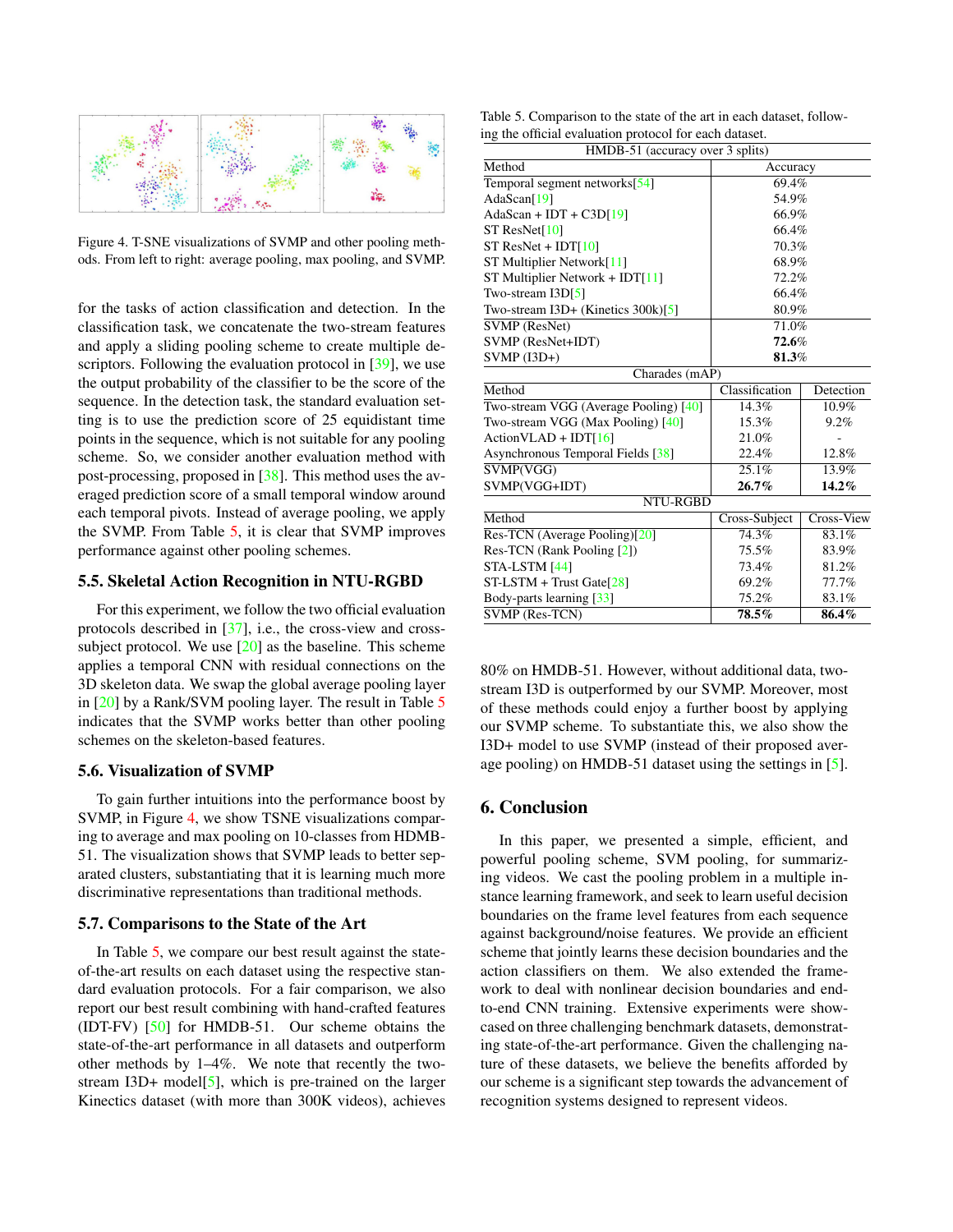Figure 4. T-SNE visualizations of SVMP and other pooling methods. From left to right: average pooling, max pooling, and SVMP.

for the tasks of action classification and detection. In the classification task, we concatenate the two-stream features and apply a sliding pooling scheme to create multiple descriptors. Following the evaluation protocol in [39], we use the output probability of the classifier to be the score of the sequence. In the detection task, the standard evaluation setting is to use the prediction score of 25 equidistant time points in the sequence, which is not suitable for any pooling scheme. So, we consider another evaluation method with post-processing, proposed in [38]. This method uses the averaged prediction score of a small temporal window around each temporal pivots. Instead of average pooling, we apply the SVMP. From Table 5, it is clear that SVMP improves performance against other pooling schemes.

### 5.5. Skeletal Action Recognition in NTU-RGBD

For this experiment, we follow the two official evaluation protocols described in [37], i.e., the cross-view and cross-subject protocol. We use [20] as the baseline. This scheme applies a temporal CNN with residual connections on the 3D skeleton data. We swap the global average pooling layer in [20] by a Rank/SVM pooling layer. The result in Table 5 indicates that the SVMP works better than other pooling schemes on the skeleton-based features.

### 5.6. Visualization of SVMP

To gain further intuitions into the performance boost by SVMP, in Figure 4, we show TSNE visualizations comparing to average and max pooling on 10-classes from HDMB-51. The visualization shows that SVMP leads to better separated clusters, substantiating that it is learning much more discriminative representations than traditional methods.

### 5.7. Comparisons to the State of the Art

In Table 5, we compare our best result against the state-of-the-art results on each dataset using the respective standard evaluation protocols. For a fair comparison, we also report our best result combining with hand-crafted features (IDT-FV) [50] for HMDB-51. Our scheme obtains the state-of-the-art performance in all datasets and outperform other methods by 1–4%. We note that recently the two-stream I3D+ model[5], which is pre-trained on the larger Kinectics dataset (with more than 300K videos), achieves

Table 5. Comparison to the state of the art in each dataset, following the official evaluation protocol for each dataset.

| HMDB-51 (accuracy over 3 splits) | |
|---|---|
| Method | Accuracy |
| Temporal segment networks[54] | 69.4% |
| AdaScan[19] | 54.9% |
| AdaScan + IDT + C3D[19] | 66.9% |
| ST ResNet[10] | 66.4% |
| ST ResNet + IDT[10] | 70.3% |
| ST Multiplier Network[11] | 68.9% |
| ST Multiplier Network + IDT[11] | 72.2% |
| Two-stream I3D[5] | 66.4% |
| Two-stream I3D+ (Kinetics 300k)[5] | 80.9% |
| SVMP (ResNet) | 71.0% |
| SVMP (ResNet+IDT) | **72.6%** |
| SVMP (I3D+) | **81.3%** |

| Charades (mAP) | | |
|---|---|---|
| Method | Classification | Detection |
| Two-stream VGG (Average Pooling) [40] | 14.3% | 10.9% |
| Two-stream VGG (Max Pooling) [40] | 15.3% | 9.2% |
| ActionVLAD + IDT[16] | 21.0% | - |
| Asynchronous Temporal Fields [38] | 22.4% | 12.8% |
| SVMP(VGG) | 25.1% | 13.9% |
| SVMP(VGG+IDT) | **26.7%** | **14.2%** |

| NTU-RGBD | | |
|---|---|---|
| Method | Cross-Subject | Cross-View |
| Res-TCN (Average Pooling)[20] | 74.3% | 83.1% |
| Res-TCN (Rank Pooling [2]) | 75.5% | 83.9% |
| STA-LSTM [44] | 73.4% | 81.2% |
| ST-LSTM + Trust Gate[28] | 69.2% | 77.7% |
| Body-parts learning [33] | 75.2% | 83.1% |
| SVMP (Res-TCN) | **78.5%** | **86.4%** |

80% on HMDB-51. However, without additional data, two-stream I3D is outperformed by our SVMP. Moreover, most of these methods could enjoy a further boost by applying our SVMP scheme. To substantiate this, we also show the I3D+ model to use SVMP (instead of their proposed average pooling) on HMDB-51 dataset using the settings in [5].

## 6. Conclusion

In this paper, we presented a simple, efficient, and powerful pooling scheme, SVM pooling, for summarizing videos. We cast the pooling problem in a multiple instance learning framework, and seek to learn useful decision boundaries on the frame level features from each sequence against background/noise features. We provide an efficient scheme that jointly learns these decision boundaries and the action classifiers on them. We also extended the framework to deal with nonlinear decision boundaries and end-to-end CNN training. Extensive experiments were showcased on three challenging benchmark datasets, demonstrating state-of-the-art performance. Given the challenging nature of these datasets, we believe the benefits afforded by our scheme is a significant step towards the advancement of recognition systems designed to represent videos.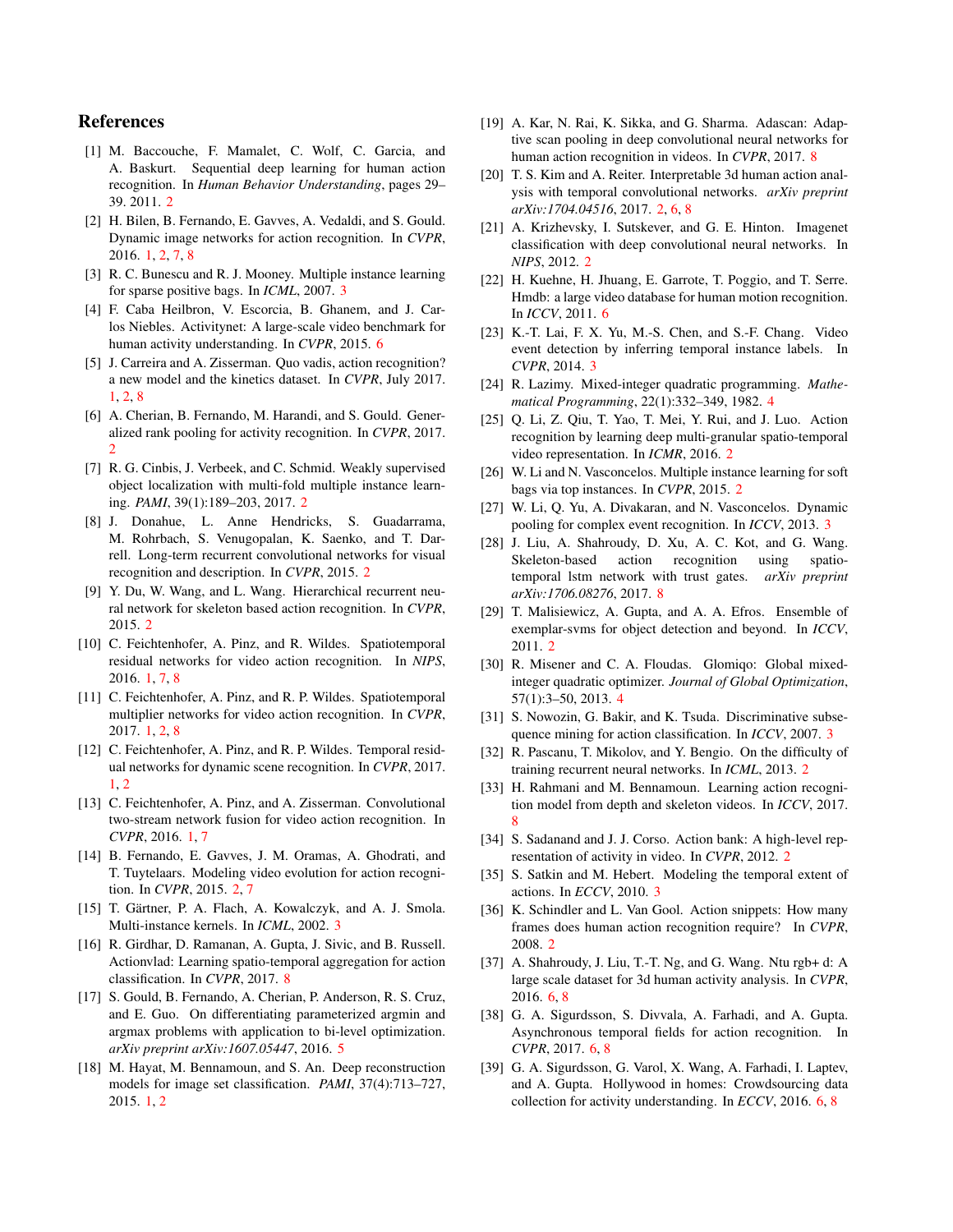## References

[1] M. Baccouche, F. Mamalet, C. Wolf, C. Garcia, and A. Baskurt. Sequential deep learning for human action recognition. In *Human Behavior Understanding*, pages 29–39. 2011. 2

[2] H. Bilen, B. Fernando, E. Gavves, A. Vedaldi, and S. Gould. Dynamic image networks for action recognition. In *CVPR*, 2016. 1, 2, 7, 8

[3] R. C. Bunescu and R. J. Mooney. Multiple instance learning for sparse positive bags. In *ICML*, 2007. 3

[4] F. Caba Heilbron, V. Escorcia, B. Ghanem, and J. Carlos Niebles. Activitynet: A large-scale video benchmark for human activity understanding. In *CVPR*, 2015. 6

[5] J. Carreira and A. Zisserman. Quo vadis, action recognition? a new model and the kinetics dataset. In *CVPR*, July 2017. 1, 2, 8

[6] A. Cherian, B. Fernando, M. Harandi, and S. Gould. Generalized rank pooling for activity recognition. In *CVPR*, 2017. 2

[7] R. G. Cinbis, J. Verbeek, and C. Schmid. Weakly supervised object localization with multi-fold multiple instance learning. *PAMI*, 39(1):189–203, 2017. 2

[8] J. Donahue, L. Anne Hendricks, S. Guadarrama, M. Rohrbach, S. Venugopalan, K. Saenko, and T. Darrell. Long-term recurrent convolutional networks for visual recognition and description. In *CVPR*, 2015. 2

[9] Y. Du, W. Wang, and L. Wang. Hierarchical recurrent neural network for skeleton based action recognition. In *CVPR*, 2015. 2

[10] C. Feichtenhofer, A. Pinz, and R. Wildes. Spatiotemporal residual networks for video action recognition. In *NIPS*, 2016. 1, 7, 8

[11] C. Feichtenhofer, A. Pinz, and R. P. Wildes. Spatiotemporal multiplier networks for video action recognition. In *CVPR*, 2017. 1, 2, 8

[12] C. Feichtenhofer, A. Pinz, and R. P. Wildes. Temporal residual networks for dynamic scene recognition. In *CVPR*, 2017. 1, 2

[13] C. Feichtenhofer, A. Pinz, and A. Zisserman. Convolutional two-stream network fusion for video action recognition. In *CVPR*, 2016. 1, 7

[14] B. Fernando, E. Gavves, J. M. Oramas, A. Ghodrati, and T. Tuytelaars. Modeling video evolution for action recognition. In *CVPR*, 2015. 2, 7

[15] T. Gärtner, P. A. Flach, A. Kowalczyk, and A. J. Smola. Multi-instance kernels. In *ICML*, 2002. 3

[16] R. Girdhar, D. Ramanan, A. Gupta, J. Sivic, and B. Russell. Actionvlad: Learning spatio-temporal aggregation for action classification. In *CVPR*, 2017. 8

[17] S. Gould, B. Fernando, A. Cherian, P. Anderson, R. S. Cruz, and E. Guo. On differentiating parameterized argmin and argmax problems with application to bi-level optimization. *arXiv preprint arXiv:1607.05447*, 2016. 5

[18] M. Hayat, M. Bennamoun, and S. An. Deep reconstruction models for image set classification. *PAMI*, 37(4):713–727, 2015. 1, 2

[19] A. Kar, N. Rai, K. Sikka, and G. Sharma. Adascan: Adaptive scan pooling in deep convolutional neural networks for human action recognition in videos. In *CVPR*, 2017. 8

[20] T. S. Kim and A. Reiter. Interpretable 3d human action analysis with temporal convolutional networks. *arXiv preprint arXiv:1704.04516*, 2017. 2, 6, 8

[21] A. Krizhevsky, I. Sutskever, and G. E. Hinton. Imagenet classification with deep convolutional neural networks. In *NIPS*, 2012. 2

[22] H. Kuehne, H. Jhuang, E. Garrote, T. Poggio, and T. Serre. Hmdb: a large video database for human motion recognition. In *ICCV*, 2011. 6

[23] K.-T. Lai, F. X. Yu, M.-S. Chen, and S.-F. Chang. Video event detection by inferring temporal instance labels. In *CVPR*, 2014. 3

[24] R. Lazimy. Mixed-integer quadratic programming. *Mathematical Programming*, 22(1):332–349, 1982. 4

[25] Q. Li, Z. Qiu, T. Yao, T. Mei, Y. Rui, and J. Luo. Action recognition by learning deep multi-granular spatio-temporal video representation. In *ICMR*, 2016. 2

[26] W. Li and N. Vasconcelos. Multiple instance learning for soft bags via top instances. In *CVPR*, 2015. 2

[27] W. Li, Q. Yu, A. Divakaran, and N. Vasconcelos. Dynamic pooling for complex event recognition. In *ICCV*, 2013. 3

[28] J. Liu, A. Shahroudy, D. Xu, A. C. Kot, and G. Wang. Skeleton-based action recognition using spatio-temporal lstm network with trust gates. *arXiv preprint arXiv:1706.08276*, 2017. 8

[29] T. Malisiewicz, A. Gupta, and A. A. Efros. Ensemble of exemplar-svms for object detection and beyond. In *ICCV*, 2011. 2

[30] R. Misener and C. A. Floudas. Glomiqo: Global mixed-integer quadratic optimizer. *Journal of Global Optimization*, 57(1):3–50, 2013. 4

[31] S. Nowozin, G. Bakir, and K. Tsuda. Discriminative subsequence mining for action classification. In *ICCV*, 2007. 3

[32] R. Pascanu, T. Mikolov, and Y. Bengio. On the difficulty of training recurrent neural networks. In *ICML*, 2013. 2

[33] H. Rahmani and M. Bennamoun. Learning action recognition model from depth and skeleton videos. In *ICCV*, 2017. 8

[34] S. Sadanand and J. J. Corso. Action bank: A high-level representation of activity in video. In *CVPR*, 2012. 2

[35] S. Satkin and M. Hebert. Modeling the temporal extent of actions. In *ECCV*, 2010. 3

[36] K. Schindler and L. Van Gool. Action snippets: How many frames does human action recognition require? In *CVPR*, 2008. 2

[37] A. Shahroudy, J. Liu, T.-T. Ng, and G. Wang. Ntu rgb+ d: A large scale dataset for 3d human activity analysis. In *CVPR*, 2016. 6, 8

[38] G. A. Sigurdsson, S. Divvala, A. Farhadi, and A. Gupta. Asynchronous temporal fields for action recognition. In *CVPR*, 2017. 6, 8

[39] G. A. Sigurdsson, G. Varol, X. Wang, A. Farhadi, I. Laptev, and A. Gupta. Hollywood in homes: Crowdsourcing data collection for activity understanding. In *ECCV*, 2016. 6, 8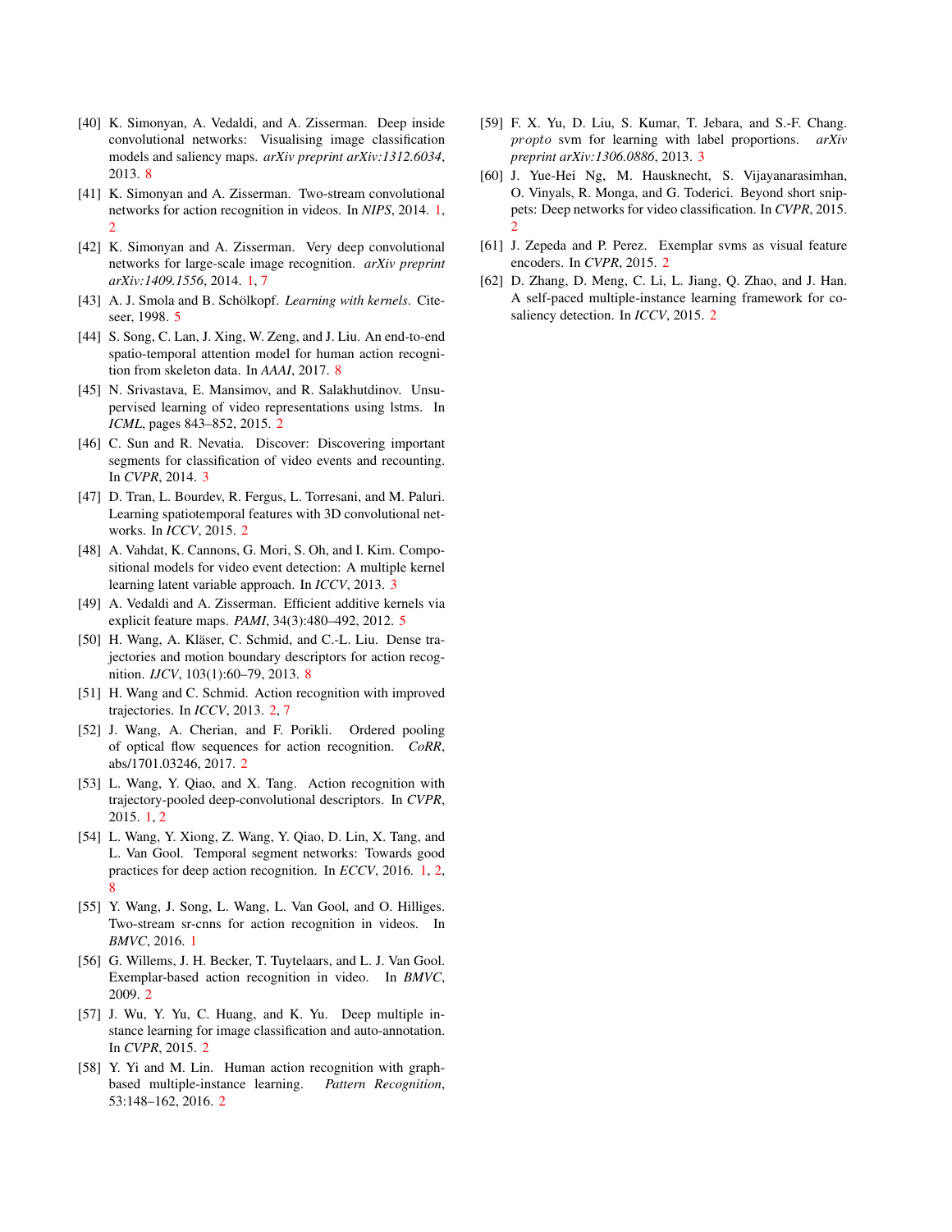[40] K. Simonyan, A. Vedaldi, and A. Zisserman. Deep inside convolutional networks: Visualising image classification models and saliency maps. *arXiv preprint arXiv:1312.6034*, 2013. 8

[41] K. Simonyan and A. Zisserman. Two-stream convolutional networks for action recognition in videos. In *NIPS*, 2014. 1, 2

[42] K. Simonyan and A. Zisserman. Very deep convolutional networks for large-scale image recognition. *arXiv preprint arXiv:1409.1556*, 2014. 1, 7

[43] A. J. Smola and B. Schölkopf. *Learning with kernels*. Citeseer, 1998. 5

[44] S. Song, C. Lan, J. Xing, W. Zeng, and J. Liu. An end-to-end spatio-temporal attention model for human action recognition from skeleton data. In *AAAI*, 2017. 8

[45] N. Srivastava, E. Mansimov, and R. Salakhutdinov. Unsupervised learning of video representations using lstms. In *ICML*, pages 843–852, 2015. 2

[46] C. Sun and R. Nevatia. Discover: Discovering important segments for classification of video events and recounting. In *CVPR*, 2014. 3

[47] D. Tran, L. Bourdev, R. Fergus, L. Torresani, and M. Paluri. Learning spatiotemporal features with 3D convolutional networks. In *ICCV*, 2015. 2

[48] A. Vahdat, K. Cannons, G. Mori, S. Oh, and I. Kim. Compositional models for video event detection: A multiple kernel learning latent variable approach. In *ICCV*, 2013. 3

[49] A. Vedaldi and A. Zisserman. Efficient additive kernels via explicit feature maps. *PAMI*, 34(3):480–492, 2012. 5

[50] H. Wang, A. Kläser, C. Schmid, and C.-L. Liu. Dense trajectories and motion boundary descriptors for action recognition. *IJCV*, 103(1):60–79, 2013. 8

[51] H. Wang and C. Schmid. Action recognition with improved trajectories. In *ICCV*, 2013. 2, 7

[52] J. Wang, A. Cherian, and F. Porikli. Ordered pooling of optical flow sequences for action recognition. *CoRR*, abs/1701.03246, 2017. 2

[53] L. Wang, Y. Qiao, and X. Tang. Action recognition with trajectory-pooled deep-convolutional descriptors. In *CVPR*, 2015. 1, 2

[54] L. Wang, Y. Xiong, Z. Wang, Y. Qiao, D. Lin, X. Tang, and L. Van Gool. Temporal segment networks: Towards good practices for deep action recognition. In *ECCV*, 2016. 1, 2, 8

[55] Y. Wang, J. Song, L. Wang, L. Van Gool, and O. Hilliges. Two-stream sr-cnns for action recognition in videos. In *BMVC*, 2016. 1

[56] G. Willems, J. H. Becker, T. Tuytelaars, and L. J. Van Gool. Exemplar-based action recognition in video. In *BMVC*, 2009. 2

[57] J. Wu, Y. Yu, C. Huang, and K. Yu. Deep multiple instance learning for image classification and auto-annotation. In *CVPR*, 2015. 2

[58] Y. Yi and M. Lin. Human action recognition with graph-based multiple-instance learning. *Pattern Recognition*, 53:148–162, 2016. 2

[59] F. X. Yu, D. Liu, S. Kumar, T. Jebara, and S.-F. Chang. $\propto$svm for learning with label proportions. *arXiv preprint arXiv:1306.0886*, 2013. 3

[60] J. Yue-Hei Ng, M. Hausknecht, S. Vijayanarasimhan, O. Vinyals, R. Monga, and G. Toderici. Beyond short snippets: Deep networks for video classification. In *CVPR*, 2015. 2

[61] J. Zepeda and P. Perez. Exemplar svms as visual feature encoders. In *CVPR*, 2015. 2

[62] D. Zhang, D. Meng, C. Li, L. Jiang, Q. Zhao, and J. Han. A self-paced multiple-instance learning framework for co-saliency detection. In *ICCV*, 2015. 2